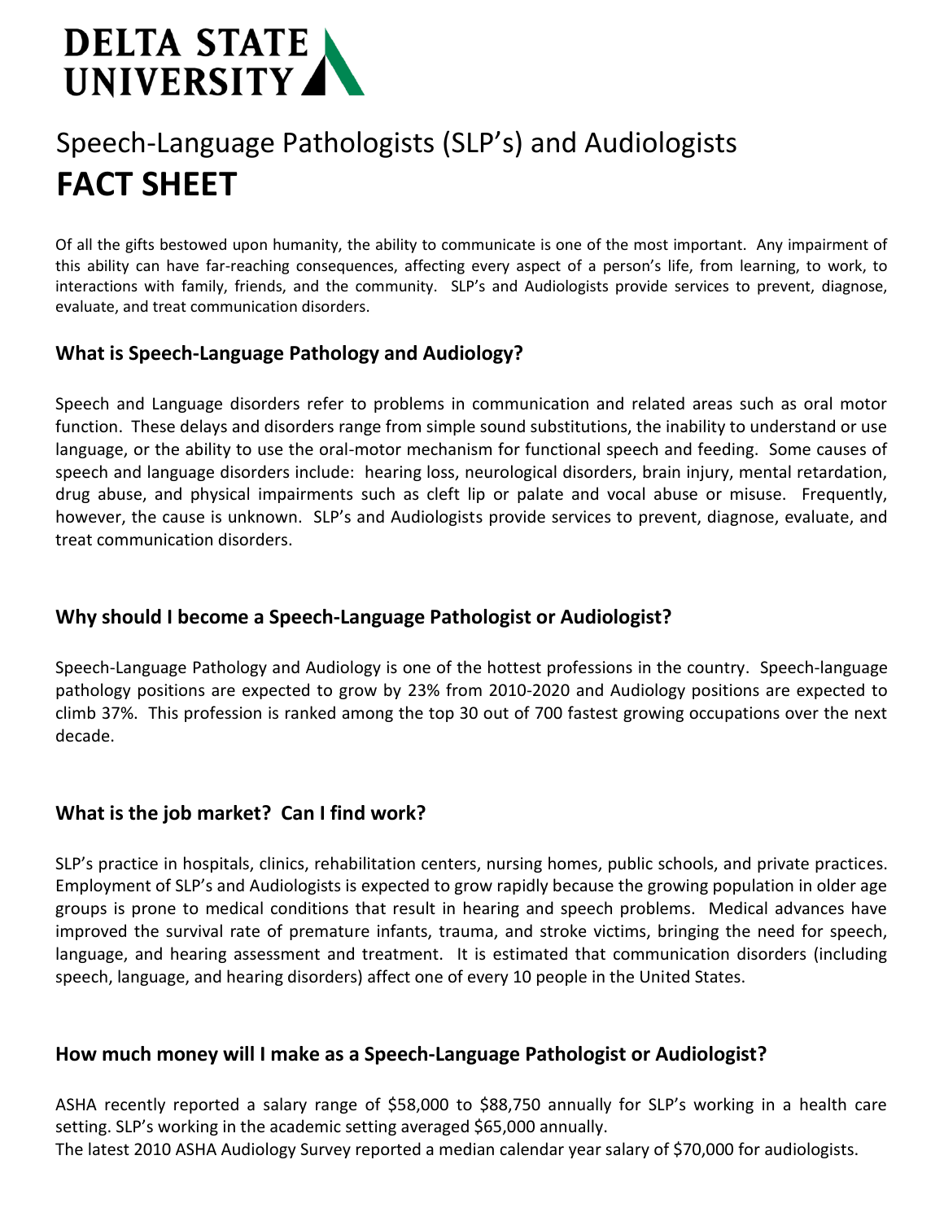# DELTA STATE UNIVERSITY

## Speech-Language Pathologists (SLP's) and Audiologists
## **FACT SHEET**

Of all the gifts bestowed upon humanity, the ability to communicate is one of the most important. Any impairment of this ability can have far-reaching consequences, affecting every aspect of a person's life, from learning, to work, to interactions with family, friends, and the community. SLP's and Audiologists provide services to prevent, diagnose, evaluate, and treat communication disorders.

### What is Speech-Language Pathology and Audiology?

Speech and Language disorders refer to problems in communication and related areas such as oral motor function. These delays and disorders range from simple sound substitutions, the inability to understand or use language, or the ability to use the oral-motor mechanism for functional speech and feeding. Some causes of speech and language disorders include: hearing loss, neurological disorders, brain injury, mental retardation, drug abuse, and physical impairments such as cleft lip or palate and vocal abuse or misuse. Frequently, however, the cause is unknown. SLP's and Audiologists provide services to prevent, diagnose, evaluate, and treat communication disorders.

### Why should I become a Speech-Language Pathologist or Audiologist?

Speech-Language Pathology and Audiology is one of the hottest professions in the country. Speech-language pathology positions are expected to grow by 23% from 2010-2020 and Audiology positions are expected to climb 37%. This profession is ranked among the top 30 out of 700 fastest growing occupations over the next decade.

### What is the job market? Can I find work?

SLP's practice in hospitals, clinics, rehabilitation centers, nursing homes, public schools, and private practices. Employment of SLP's and Audiologists is expected to grow rapidly because the growing population in older age groups is prone to medical conditions that result in hearing and speech problems. Medical advances have improved the survival rate of premature infants, trauma, and stroke victims, bringing the need for speech, language, and hearing assessment and treatment. It is estimated that communication disorders (including speech, language, and hearing disorders) affect one of every 10 people in the United States.

### How much money will I make as a Speech-Language Pathologist or Audiologist?

ASHA recently reported a salary range of $58,000 to $88,750 annually for SLP's working in a health care setting. SLP's working in the academic setting averaged $65,000 annually.
The latest 2010 ASHA Audiology Survey reported a median calendar year salary of $70,000 for audiologists.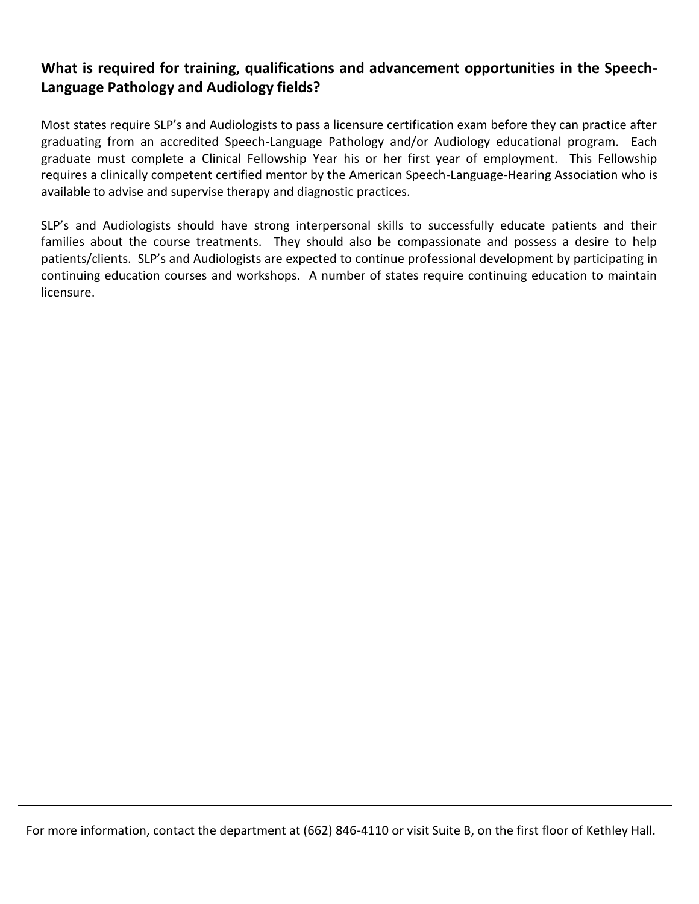**What is required for training, qualifications and advancement opportunities in the Speech-Language Pathology and Audiology fields?**

Most states require SLP's and Audiologists to pass a licensure certification exam before they can practice after graduating from an accredited Speech-Language Pathology and/or Audiology educational program. Each graduate must complete a Clinical Fellowship Year his or her first year of employment. This Fellowship requires a clinically competent certified mentor by the American Speech-Language-Hearing Association who is available to advise and supervise therapy and diagnostic practices.

SLP's and Audiologists should have strong interpersonal skills to successfully educate patients and their families about the course treatments. They should also be compassionate and possess a desire to help patients/clients. SLP's and Audiologists are expected to continue professional development by participating in continuing education courses and workshops. A number of states require continuing education to maintain licensure.

---

For more information, contact the department at (662) 846-4110 or visit Suite B, on the first floor of Kethley Hall.